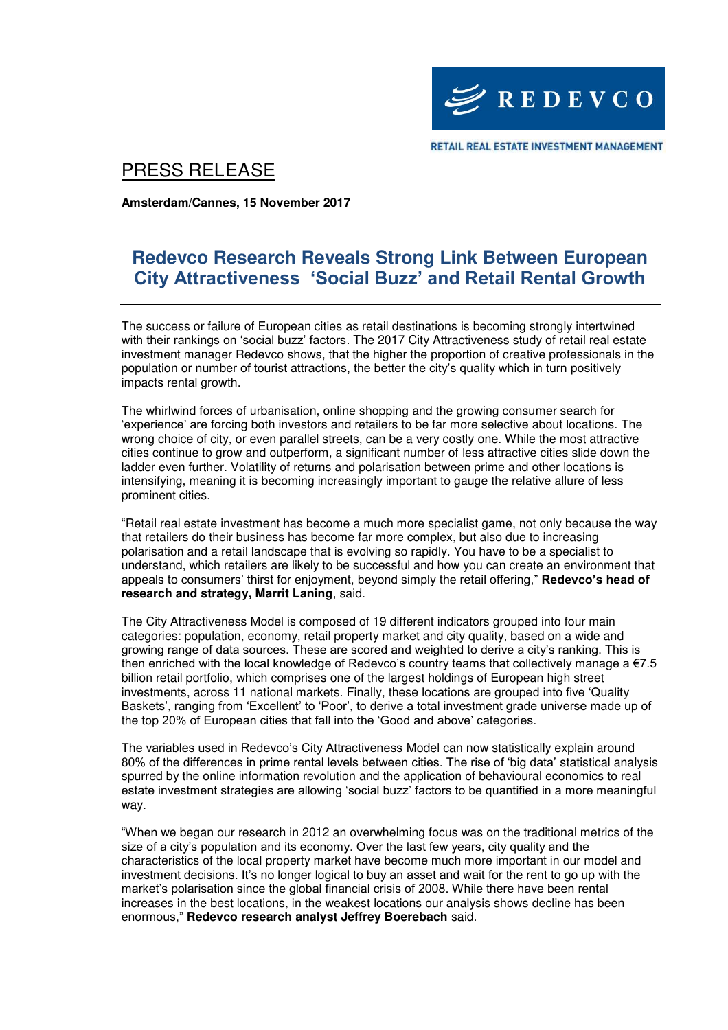REDEVCO

RETAIL REAL ESTATE INVESTMENT MANAGEMENT

# PRESS RELEASE

**Amsterdam/Cannes, 15 November 2017**

## Redevco Research Reveals Strong Link Between European City Attractiveness 'Social Buzz' and Retail Rental Growth

The success or failure of European cities as retail destinations is becoming strongly intertwined with their rankings on 'social buzz' factors. The 2017 City Attractiveness study of retail real estate investment manager Redevco shows, that the higher the proportion of creative professionals in the population or number of tourist attractions, the better the city's quality which in turn positively impacts rental growth.

The whirlwind forces of urbanisation, online shopping and the growing consumer search for 'experience' are forcing both investors and retailers to be far more selective about locations. The wrong choice of city, or even parallel streets, can be a very costly one. While the most attractive cities continue to grow and outperform, a significant number of less attractive cities slide down the ladder even further. Volatility of returns and polarisation between prime and other locations is intensifying, meaning it is becoming increasingly important to gauge the relative allure of less prominent cities.

"Retail real estate investment has become a much more specialist game, not only because the way that retailers do their business has become far more complex, but also due to increasing polarisation and a retail landscape that is evolving so rapidly. You have to be a specialist to understand, which retailers are likely to be successful and how you can create an environment that appeals to consumers' thirst for enjoyment, beyond simply the retail offering," **Redevco's head of research and strategy, Marrit Laning**, said.

The City Attractiveness Model is composed of 19 different indicators grouped into four main categories: population, economy, retail property market and city quality, based on a wide and growing range of data sources. These are scored and weighted to derive a city's ranking. This is then enriched with the local knowledge of Redevco's country teams that collectively manage a €7.5 billion retail portfolio, which comprises one of the largest holdings of European high street investments, across 11 national markets. Finally, these locations are grouped into five 'Quality Baskets', ranging from 'Excellent' to 'Poor', to derive a total investment grade universe made up of the top 20% of European cities that fall into the 'Good and above' categories.

The variables used in Redevco's City Attractiveness Model can now statistically explain around 80% of the differences in prime rental levels between cities. The rise of 'big data' statistical analysis spurred by the online information revolution and the application of behavioural economics to real estate investment strategies are allowing 'social buzz' factors to be quantified in a more meaningful way.

"When we began our research in 2012 an overwhelming focus was on the traditional metrics of the size of a city's population and its economy. Over the last few years, city quality and the characteristics of the local property market have become much more important in our model and investment decisions. It's no longer logical to buy an asset and wait for the rent to go up with the market's polarisation since the global financial crisis of 2008. While there have been rental increases in the best locations, in the weakest locations our analysis shows decline has been enormous," **Redevco research analyst Jeffrey Boerebach** said.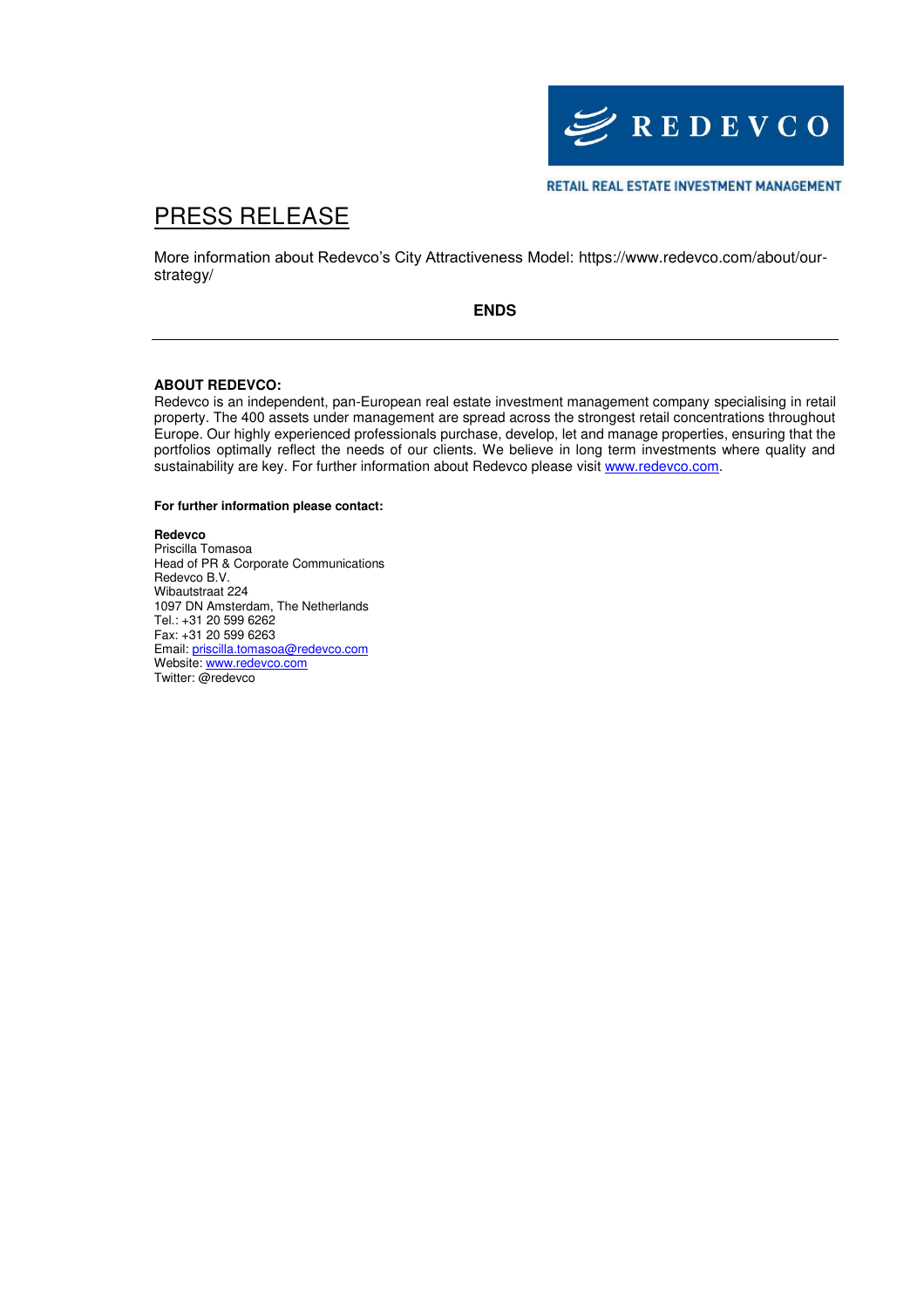# PRESS RELEASE

More information about Redevco's City Attractiveness Model: https://www.redevco.com/about/our-strategy/

**ENDS**

---

**ABOUT REDEVCO:**

Redevco is an independent, pan-European real estate investment management company specialising in retail property. The 400 assets under management are spread across the strongest retail concentrations throughout Europe. Our highly experienced professionals purchase, develop, let and manage properties, ensuring that the portfolios optimally reflect the needs of our clients. We believe in long term investments where quality and sustainability are key. For further information about Redevco please visit www.redevco.com.

**For further information please contact:**

**Redevco**
Priscilla Tomasoa
Head of PR & Corporate Communications
Redevco B.V.
Wibautstraat 224
1097 DN Amsterdam, The Netherlands
Tel.: +31 20 599 6262
Fax: +31 20 599 6263
Email: priscilla.tomasoa@redevco.com
Website: www.redevco.com
Twitter: @redevco